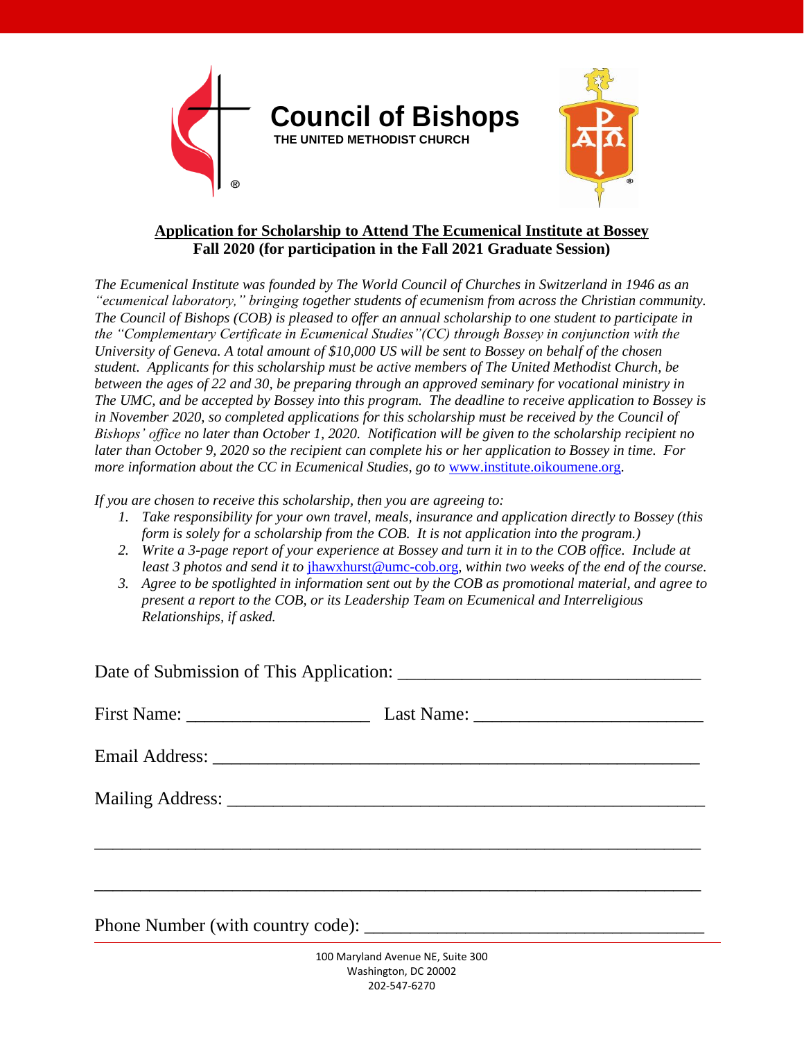# Council of Bishops

THE UNITED METHODIST CHURCH

**Application for Scholarship to Attend The Ecumenical Institute at Bossey**
**Fall 2020 (for participation in the Fall 2021 Graduate Session)**

*The Ecumenical Institute was founded by The World Council of Churches in Switzerland in 1946 as an "ecumenical laboratory," bringing together students of ecumenism from across the Christian community. The Council of Bishops (COB) is pleased to offer an annual scholarship to one student to participate in the "Complementary Certificate in Ecumenical Studies"(CC) through Bossey in conjunction with the University of Geneva. A total amount of $10,000 US will be sent to Bossey on behalf of the chosen student. Applicants for this scholarship must be active members of The United Methodist Church, be between the ages of 22 and 30, be preparing through an approved seminary for vocational ministry in The UMC, and be accepted by Bossey into this program. The deadline to receive application to Bossey is in November 2020, so completed applications for this scholarship must be received by the Council of Bishops' office no later than October 1, 2020. Notification will be given to the scholarship recipient no later than October 9, 2020 so the recipient can complete his or her application to Bossey in time. For more information about the CC in Ecumenical Studies, go to www.institute.oikoumene.org.*

*If you are chosen to receive this scholarship, then you are agreeing to:*

1. *Take responsibility for your own travel, meals, insurance and application directly to Bossey (this form is solely for a scholarship from the COB. It is not application into the program.)*
2. *Write a 3-page report of your experience at Bossey and turn it in to the COB office. Include at least 3 photos and send it to jhawxhurst@umc-cob.org, within two weeks of the end of the course.*
3. *Agree to be spotlighted in information sent out by the COB as promotional material, and agree to present a report to the COB, or its Leadership Team on Ecumenical and Interreligious Relationships, if asked.*

Date of Submission of This Application: ________________________________

First Name: ____________________ Last Name: ________________________

Email Address: ____________________________________________________

Mailing Address: ___________________________________________________

__________________________________________________________________

__________________________________________________________________

Phone Number (with country code): ___________________________________

100 Maryland Avenue NE, Suite 300
Washington, DC 20002
202-547-6270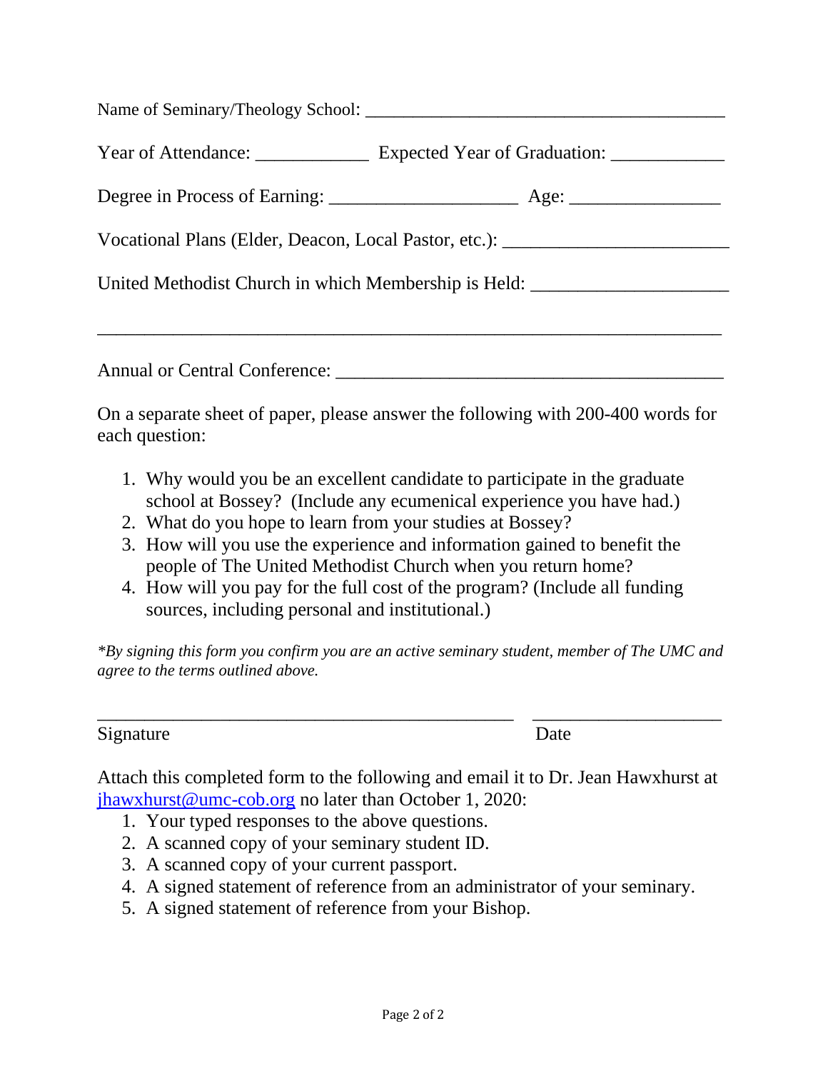Name of Seminary/Theology School: ________________________________________

Year of Attendance: ____________ Expected Year of Graduation: ____________

Degree in Process of Earning: ____________________ Age: ________________

Vocational Plans (Elder, Deacon, Local Pastor, etc.): ________________________

United Methodist Church in which Membership is Held: _____________________

_________________________________________________________________

Annual or Central Conference: __________________________________________

On a separate sheet of paper, please answer the following with 200-400 words for each question:

1. Why would you be an excellent candidate to participate in the graduate school at Bossey? (Include any ecumenical experience you have had.)
2. What do you hope to learn from your studies at Bossey?
3. How will you use the experience and information gained to benefit the people of The United Methodist Church when you return home?
4. How will you pay for the full cost of the program? (Include all funding sources, including personal and institutional.)

**By signing this form you confirm you are an active seminary student, member of The UMC and agree to the terms outlined above.*

_____________________________________________ ____________________

Signature Date

Attach this completed form to the following and email it to Dr. Jean Hawxhurst at [jhawxhurst@umc-cob.org](mailto:jhawxhurst@umc-cob.org) no later than October 1, 2020:

1. Your typed responses to the above questions.
2. A scanned copy of your seminary student ID.
3. A scanned copy of your current passport.
4. A signed statement of reference from an administrator of your seminary.
5. A signed statement of reference from your Bishop.